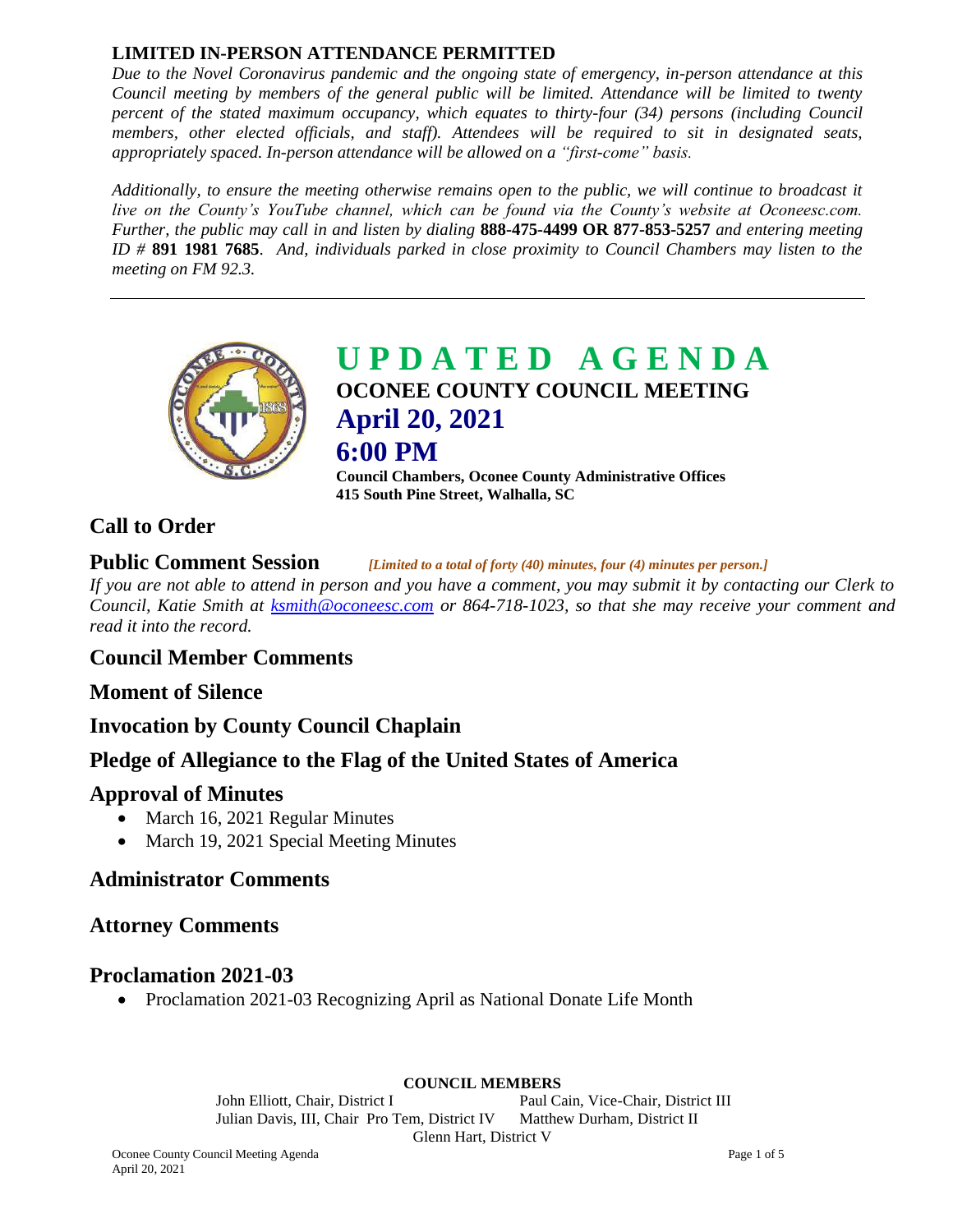**LIMITED IN-PERSON ATTENDANCE PERMITTED**

*Due to the Novel Coronavirus pandemic and the ongoing state of emergency, in-person attendance at this Council meeting by members of the general public will be limited. Attendance will be limited to twenty percent of the stated maximum occupancy, which equates to thirty-four (34) persons (including Council members, other elected officials, and staff). Attendees will be required to sit in designated seats, appropriately spaced. In-person attendance will be allowed on a "first-come" basis.*

*Additionally, to ensure the meeting otherwise remains open to the public, we will continue to broadcast it live on the County's YouTube channel, which can be found via the County's website at Oconeesc.com. Further, the public may call in and listen by dialing* **888-475-4499 OR 877-853-5257** *and entering meeting ID #* **891 1981 7685***. And, individuals parked in close proximity to Council Chambers may listen to the meeting on FM 92.3.*

---

# UPDATED AGENDA

## OCONEE COUNTY COUNCIL MEETING

## April 20, 2021

## 6:00 PM

**Council Chambers, Oconee County Administrative Offices**
**415 South Pine Street, Walhalla, SC**

## Call to Order

## Public Comment Session

*[Limited to a total of forty (40) minutes, four (4) minutes per person.]*

*If you are not able to attend in person and you have a comment, you may submit it by contacting our Clerk to Council, Katie Smith at ksmith@oconeesc.com or 864-718-1023, so that she may receive your comment and read it into the record.*

## Council Member Comments

## Moment of Silence

## Invocation by County Council Chaplain

## Pledge of Allegiance to the Flag of the United States of America

## Approval of Minutes

- March 16, 2021 Regular Minutes
- March 19, 2021 Special Meeting Minutes

## Administrator Comments

## Attorney Comments

## Proclamation 2021-03

- Proclamation 2021-03 Recognizing April as National Donate Life Month

**COUNCIL MEMBERS**

John Elliott, Chair, District I
Paul Cain, Vice-Chair, District III
Julian Davis, III, Chair Pro Tem, District IV
Matthew Durham, District II
Glenn Hart, District V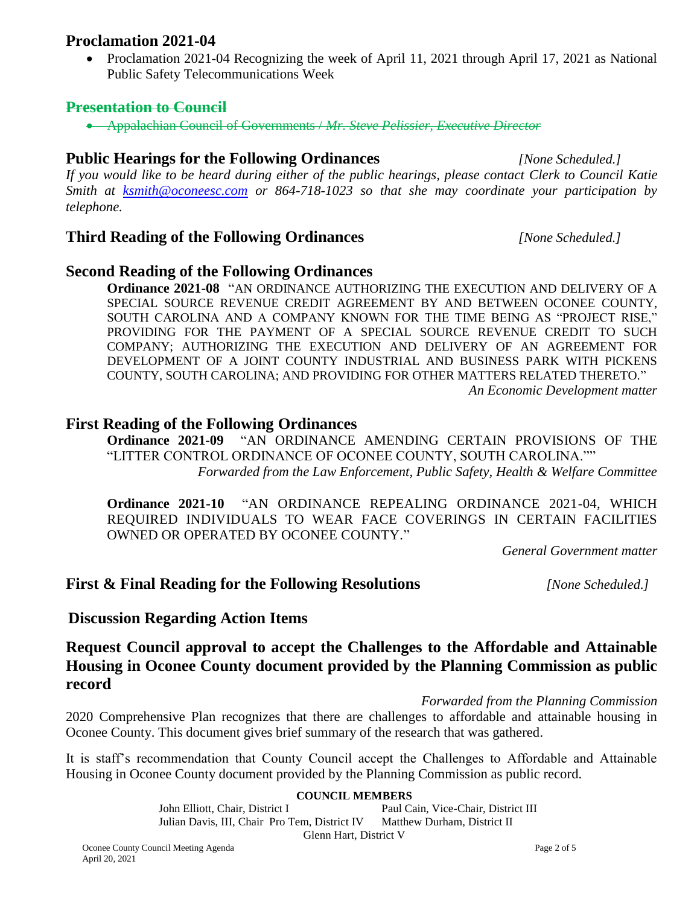## Proclamation 2021-04

- Proclamation 2021-04 Recognizing the week of April 11, 2021 through April 17, 2021 as National Public Safety Telecommunications Week

## ~~Presentation to Council~~

- ~~Appalachian Council of Governments / *Mr. Steve Pelissier, Executive Director*~~

## Public Hearings for the Following Ordinances *[None Scheduled.]*

*If you would like to be heard during either of the public hearings, please contact Clerk to Council Katie Smith at ksmith@oconeesc.com or 864-718-1023 so that she may coordinate your participation by telephone.*

## Third Reading of the Following Ordinances *[None Scheduled.]*

## Second Reading of the Following Ordinances

**Ordinance 2021-08** "AN ORDINANCE AUTHORIZING THE EXECUTION AND DELIVERY OF A SPECIAL SOURCE REVENUE CREDIT AGREEMENT BY AND BETWEEN OCONEE COUNTY, SOUTH CAROLINA AND A COMPANY KNOWN FOR THE TIME BEING AS "PROJECT RISE," PROVIDING FOR THE PAYMENT OF A SPECIAL SOURCE REVENUE CREDIT TO SUCH COMPANY; AUTHORIZING THE EXECUTION AND DELIVERY OF AN AGREEMENT FOR DEVELOPMENT OF A JOINT COUNTY INDUSTRIAL AND BUSINESS PARK WITH PICKENS COUNTY, SOUTH CAROLINA; AND PROVIDING FOR OTHER MATTERS RELATED THERETO."

*An Economic Development matter*

## First Reading of the Following Ordinances

**Ordinance 2021-09** "AN ORDINANCE AMENDING CERTAIN PROVISIONS OF THE "LITTER CONTROL ORDINANCE OF OCONEE COUNTY, SOUTH CAROLINA.""

*Forwarded from the Law Enforcement, Public Safety, Health & Welfare Committee*

**Ordinance 2021-10** "AN ORDINANCE REPEALING ORDINANCE 2021-04, WHICH REQUIRED INDIVIDUALS TO WEAR FACE COVERINGS IN CERTAIN FACILITIES OWNED OR OPERATED BY OCONEE COUNTY."

*General Government matter*

## First & Final Reading for the Following Resolutions *[None Scheduled.]*

## Discussion Regarding Action Items

## Request Council approval to accept the Challenges to the Affordable and Attainable Housing in Oconee County document provided by the Planning Commission as public record

*Forwarded from the Planning Commission*

2020 Comprehensive Plan recognizes that there are challenges to affordable and attainable housing in Oconee County. This document gives brief summary of the research that was gathered.

It is staff's recommendation that County Council accept the Challenges to Affordable and Attainable Housing in Oconee County document provided by the Planning Commission as public record.

**COUNCIL MEMBERS**

John Elliott, Chair, District I
Paul Cain, Vice-Chair, District III
Julian Davis, III, Chair Pro Tem, District IV
Matthew Durham, District II
Glenn Hart, District V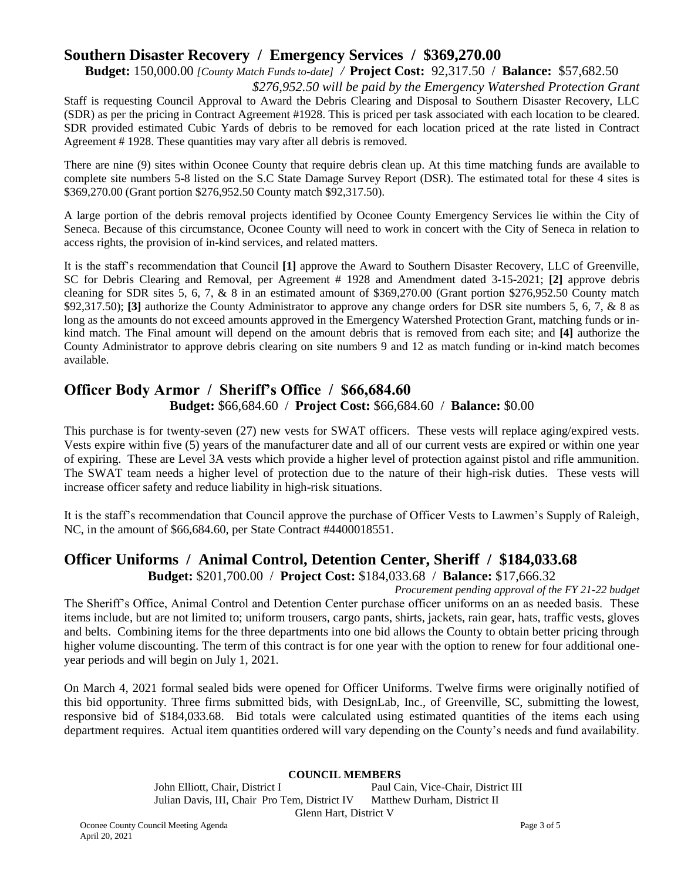## Southern Disaster Recovery / Emergency Services / $369,270.00

**Budget:** 150,000.00 *[County Match Funds to-date]* / **Project Cost:** 92,317.50 / **Balance:** $57,682.50

*$276,952.50 will be paid by the Emergency Watershed Protection Grant*

Staff is requesting Council Approval to Award the Debris Clearing and Disposal to Southern Disaster Recovery, LLC (SDR) as per the pricing in Contract Agreement #1928. This is priced per task associated with each location to be cleared. SDR provided estimated Cubic Yards of debris to be removed for each location priced at the rate listed in Contract Agreement # 1928. These quantities may vary after all debris is removed.

There are nine (9) sites within Oconee County that require debris clean up. At this time matching funds are available to complete site numbers 5-8 listed on the S.C State Damage Survey Report (DSR). The estimated total for these 4 sites is $369,270.00 (Grant portion $276,952.50 County match $92,317.50).

A large portion of the debris removal projects identified by Oconee County Emergency Services lie within the City of Seneca. Because of this circumstance, Oconee County will need to work in concert with the City of Seneca in relation to access rights, the provision of in-kind services, and related matters.

It is the staff's recommendation that Council **[1]** approve the Award to Southern Disaster Recovery, LLC of Greenville, SC for Debris Clearing and Removal, per Agreement # 1928 and Amendment dated 3-15-2021; **[2]** approve debris cleaning for SDR sites 5, 6, 7, & 8 in an estimated amount of $369,270.00 (Grant portion $276,952.50 County match $92,317.50); **[3]** authorize the County Administrator to approve any change orders for DSR site numbers 5, 6, 7, & 8 as long as the amounts do not exceed amounts approved in the Emergency Watershed Protection Grant, matching funds or in-kind match. The Final amount will depend on the amount debris that is removed from each site; and **[4]** authorize the County Administrator to approve debris clearing on site numbers 9 and 12 as match funding or in-kind match becomes available.

## Officer Body Armor / Sheriff's Office / $66,684.60

**Budget:** $66,684.60 / **Project Cost:** $66,684.60 / **Balance:** $0.00

This purchase is for twenty-seven (27) new vests for SWAT officers. These vests will replace aging/expired vests. Vests expire within five (5) years of the manufacturer date and all of our current vests are expired or within one year of expiring. These are Level 3A vests which provide a higher level of protection against pistol and rifle ammunition. The SWAT team needs a higher level of protection due to the nature of their high-risk duties. These vests will increase officer safety and reduce liability in high-risk situations.

It is the staff's recommendation that Council approve the purchase of Officer Vests to Lawmen's Supply of Raleigh, NC, in the amount of $66,684.60, per State Contract #4400018551.

## Officer Uniforms / Animal Control, Detention Center, Sheriff / $184,033.68

**Budget:** $201,700.00 / **Project Cost:** $184,033.68 / **Balance:** $17,666.32

*Procurement pending approval of the FY 21-22 budget*

The Sheriff's Office, Animal Control and Detention Center purchase officer uniforms on an as needed basis. These items include, but are not limited to; uniform trousers, cargo pants, shirts, jackets, rain gear, hats, traffic vests, gloves and belts. Combining items for the three departments into one bid allows the County to obtain better pricing through higher volume discounting. The term of this contract is for one year with the option to renew for four additional one-year periods and will begin on July 1, 2021.

On March 4, 2021 formal sealed bids were opened for Officer Uniforms. Twelve firms were originally notified of this bid opportunity. Three firms submitted bids, with DesignLab, Inc., of Greenville, SC, submitting the lowest, responsive bid of $184,033.68. Bid totals were calculated using estimated quantities of the items each using department requires. Actual item quantities ordered will vary depending on the County's needs and fund availability.

**COUNCIL MEMBERS**

John Elliott, Chair, District I — Paul Cain, Vice-Chair, District III
Julian Davis, III, Chair Pro Tem, District IV — Matthew Durham, District II
Glenn Hart, District V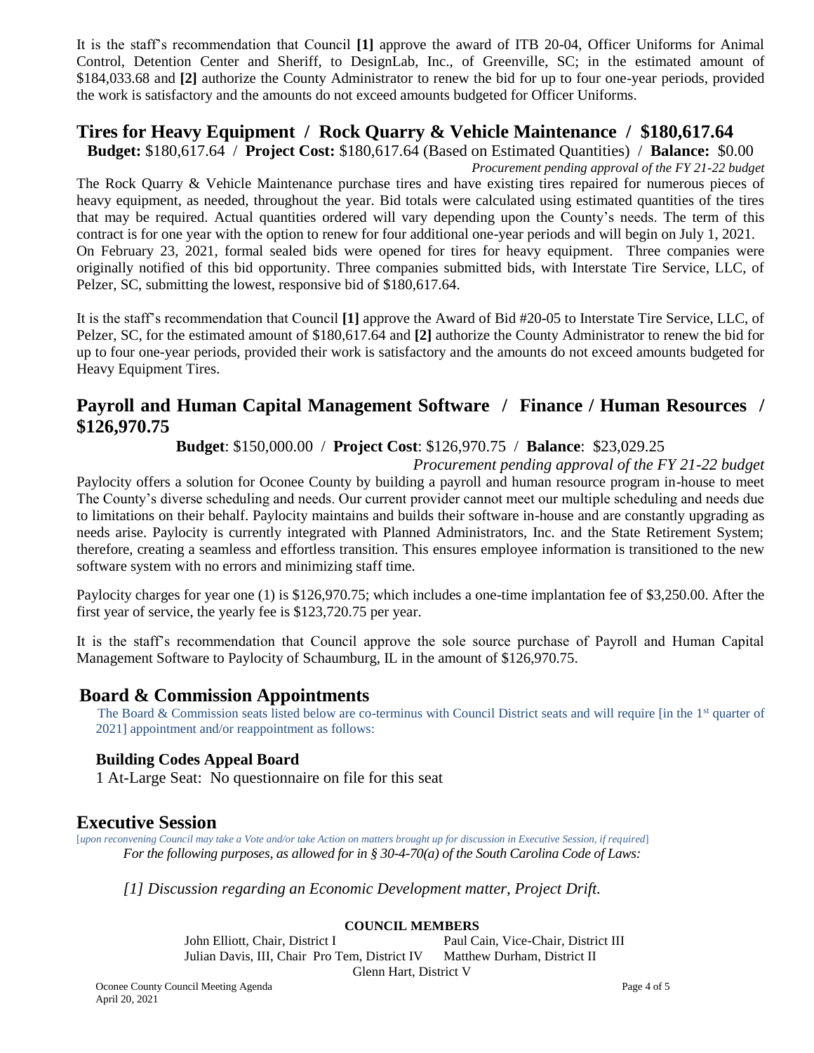It is the staff's recommendation that Council **[1]** approve the award of ITB 20-04, Officer Uniforms for Animal Control, Detention Center and Sheriff, to DesignLab, Inc., of Greenville, SC; in the estimated amount of $184,033.68 and **[2]** authorize the County Administrator to renew the bid for up to four one-year periods, provided the work is satisfactory and the amounts do not exceed amounts budgeted for Officer Uniforms.

## Tires for Heavy Equipment / Rock Quarry & Vehicle Maintenance / $180,617.64

**Budget:** $180,617.64 / **Project Cost:** $180,617.64 (Based on Estimated Quantities) / **Balance:** $0.00

*Procurement pending approval of the FY 21-22 budget*

The Rock Quarry & Vehicle Maintenance purchase tires and have existing tires repaired for numerous pieces of heavy equipment, as needed, throughout the year. Bid totals were calculated using estimated quantities of the tires that may be required. Actual quantities ordered will vary depending upon the County's needs. The term of this contract is for one year with the option to renew for four additional one-year periods and will begin on July 1, 2021.

On February 23, 2021, formal sealed bids were opened for tires for heavy equipment. Three companies were originally notified of this bid opportunity. Three companies submitted bids, with Interstate Tire Service, LLC, of Pelzer, SC, submitting the lowest, responsive bid of $180,617.64.

It is the staff's recommendation that Council **[1]** approve the Award of Bid #20-05 to Interstate Tire Service, LLC, of Pelzer, SC, for the estimated amount of $180,617.64 and **[2]** authorize the County Administrator to renew the bid for up to four one-year periods, provided their work is satisfactory and the amounts do not exceed amounts budgeted for Heavy Equipment Tires.

## Payroll and Human Capital Management Software / Finance / Human Resources / $126,970.75

**Budget**: $150,000.00 / **Project Cost**: $126,970.75 / **Balance**: $23,029.25

*Procurement pending approval of the FY 21-22 budget*

Paylocity offers a solution for Oconee County by building a payroll and human resource program in-house to meet The County's diverse scheduling and needs. Our current provider cannot meet our multiple scheduling and needs due to limitations on their behalf. Paylocity maintains and builds their software in-house and are constantly upgrading as needs arise. Paylocity is currently integrated with Planned Administrators, Inc. and the State Retirement System; therefore, creating a seamless and effortless transition. This ensures employee information is transitioned to the new software system with no errors and minimizing staff time.

Paylocity charges for year one (1) is $126,970.75; which includes a one-time implantation fee of $3,250.00. After the first year of service, the yearly fee is $123,720.75 per year.

It is the staff's recommendation that Council approve the sole source purchase of Payroll and Human Capital Management Software to Paylocity of Schaumburg, IL in the amount of $126,970.75.

## Board & Commission Appointments

The Board & Commission seats listed below are co-terminus with Council District seats and will require [in the 1st quarter of 2021] appointment and/or reappointment as follows:

### Building Codes Appeal Board

1 At-Large Seat: No questionnaire on file for this seat

## Executive Session

[*upon reconvening Council may take a Vote and/or take Action on matters brought up for discussion in Executive Session, if required*]

*For the following purposes, as allowed for in § 30-4-70(a) of the South Carolina Code of Laws:*

*[1] Discussion regarding an Economic Development matter, Project Drift.*

**COUNCIL MEMBERS**

John Elliott, Chair, District I
Paul Cain, Vice-Chair, District III
Julian Davis, III, Chair Pro Tem, District IV
Matthew Durham, District II
Glenn Hart, District V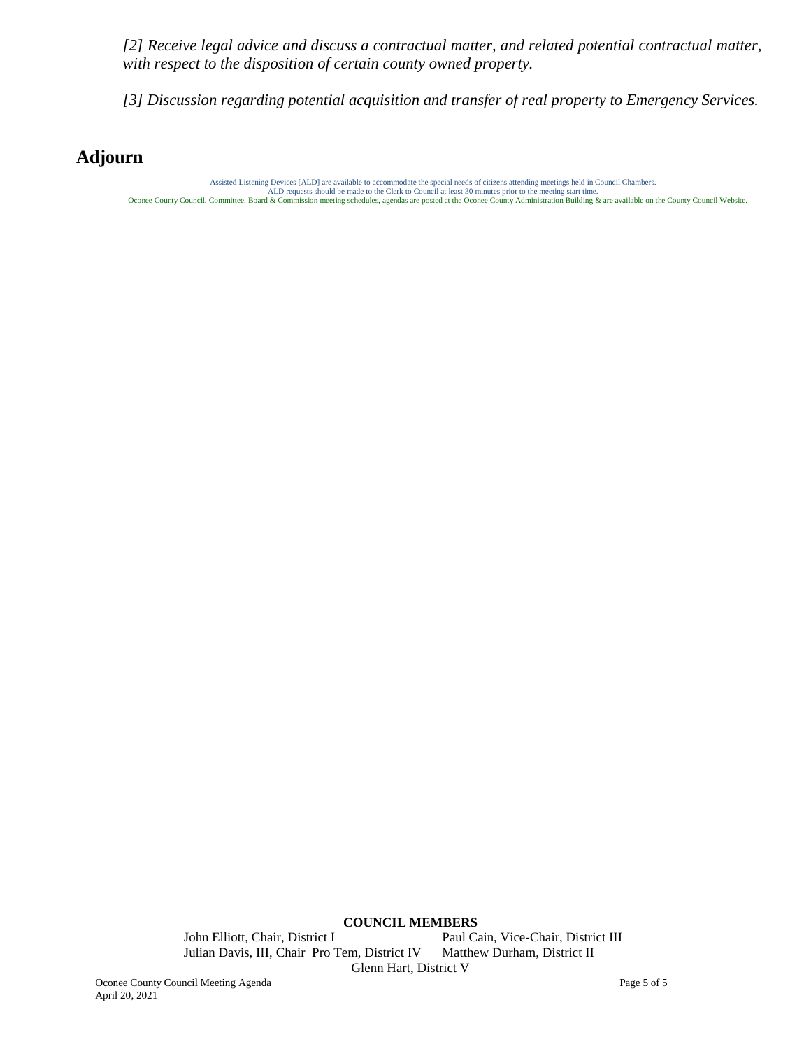*[2] Receive legal advice and discuss a contractual matter, and related potential contractual matter, with respect to the disposition of certain county owned property.*

*[3] Discussion regarding potential acquisition and transfer of real property to Emergency Services.*

## Adjourn

Assisted Listening Devices [ALD] are available to accommodate the special needs of citizens attending meetings held in Council Chambers.
ALD requests should be made to the Clerk to Council at least 30 minutes prior to the meeting start time.
Oconee County Council, Committee, Board & Commission meeting schedules, agendas are posted at the Oconee County Administration Building & are available on the County Council Website.

**COUNCIL MEMBERS**

John Elliott, Chair, District I
Paul Cain, Vice-Chair, District III
Julian Davis, III, Chair Pro Tem, District IV
Matthew Durham, District II
Glenn Hart, District V